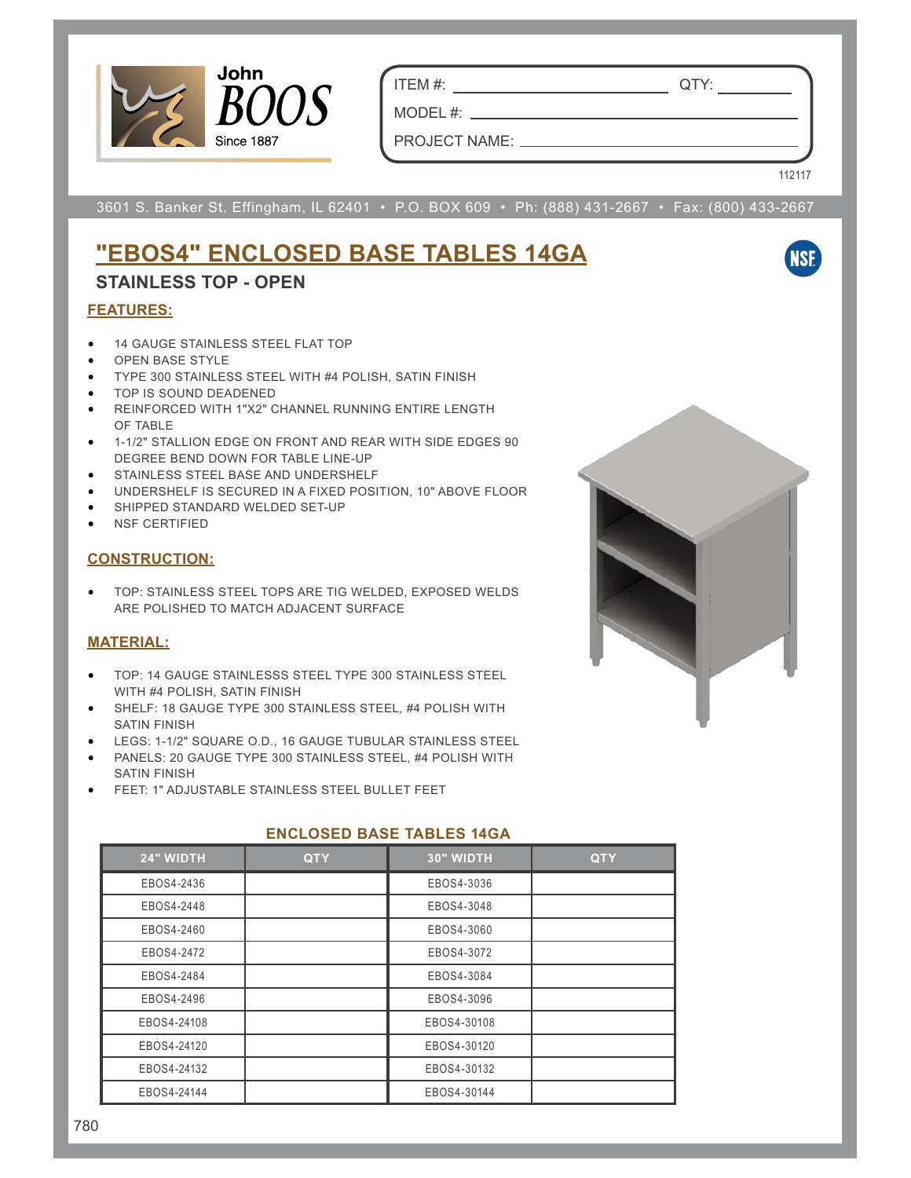John BOOS
Since 1887

ITEM #: ______________________ QTY: __________

MODEL #: ______________________________________

PROJECT NAME: _________________________________

112117

3601 S. Banker St. Effingham, IL 62401 • P.O. BOX 609 • Ph: (888) 431-2667 • Fax: (800) 433-2667

# "EBOS4" ENCLOSED BASE TABLES 14GA

## STAINLESS TOP - OPEN

### FEATURES:

- 14 GAUGE STAINLESS STEEL FLAT TOP
- OPEN BASE STYLE
- TYPE 300 STAINLESS STEEL WITH #4 POLISH, SATIN FINISH
- TOP IS SOUND DEADENED
- REINFORCED WITH 1"X2" CHANNEL RUNNING ENTIRE LENGTH OF TABLE
- 1-1/2" STALLION EDGE ON FRONT AND REAR WITH SIDE EDGES 90 DEGREE BEND DOWN FOR TABLE LINE-UP
- STAINLESS STEEL BASE AND UNDERSHELF
- UNDERSHELF IS SECURED IN A FIXED POSITION, 10" ABOVE FLOOR
- SHIPPED STANDARD WELDED SET-UP
- NSF CERTIFIED

### CONSTRUCTION:

- TOP: STAINLESS STEEL TOPS ARE TIG WELDED, EXPOSED WELDS ARE POLISHED TO MATCH ADJACENT SURFACE

### MATERIAL:

- TOP: 14 GAUGE STAINLESSS STEEL TYPE 300 STAINLESS STEEL WITH #4 POLISH, SATIN FINISH
- SHELF: 18 GAUGE TYPE 300 STAINLESS STEEL, #4 POLISH WITH SATIN FINISH
- LEGS: 1-1/2" SQUARE O.D., 16 GAUGE TUBULAR STAINLESS STEEL
- PANELS: 20 GAUGE TYPE 300 STAINLESS STEEL, #4 POLISH WITH SATIN FINISH
- FEET: 1" ADJUSTABLE STAINLESS STEEL BULLET FEET

### ENCLOSED BASE TABLES 14GA

| 24" WIDTH | QTY | 30" WIDTH | QTY |
|---|---|---|---|
| EBOS4-2436 | | EBOS4-3036 | |
| EBOS4-2448 | | EBOS4-3048 | |
| EBOS4-2460 | | EBOS4-3060 | |
| EBOS4-2472 | | EBOS4-3072 | |
| EBOS4-2484 | | EBOS4-3084 | |
| EBOS4-2496 | | EBOS4-3096 | |
| EBOS4-24108 | | EBOS4-30108 | |
| EBOS4-24120 | | EBOS4-30120 | |
| EBOS4-24132 | | EBOS4-30132 | |
| EBOS4-24144 | | EBOS4-30144 | |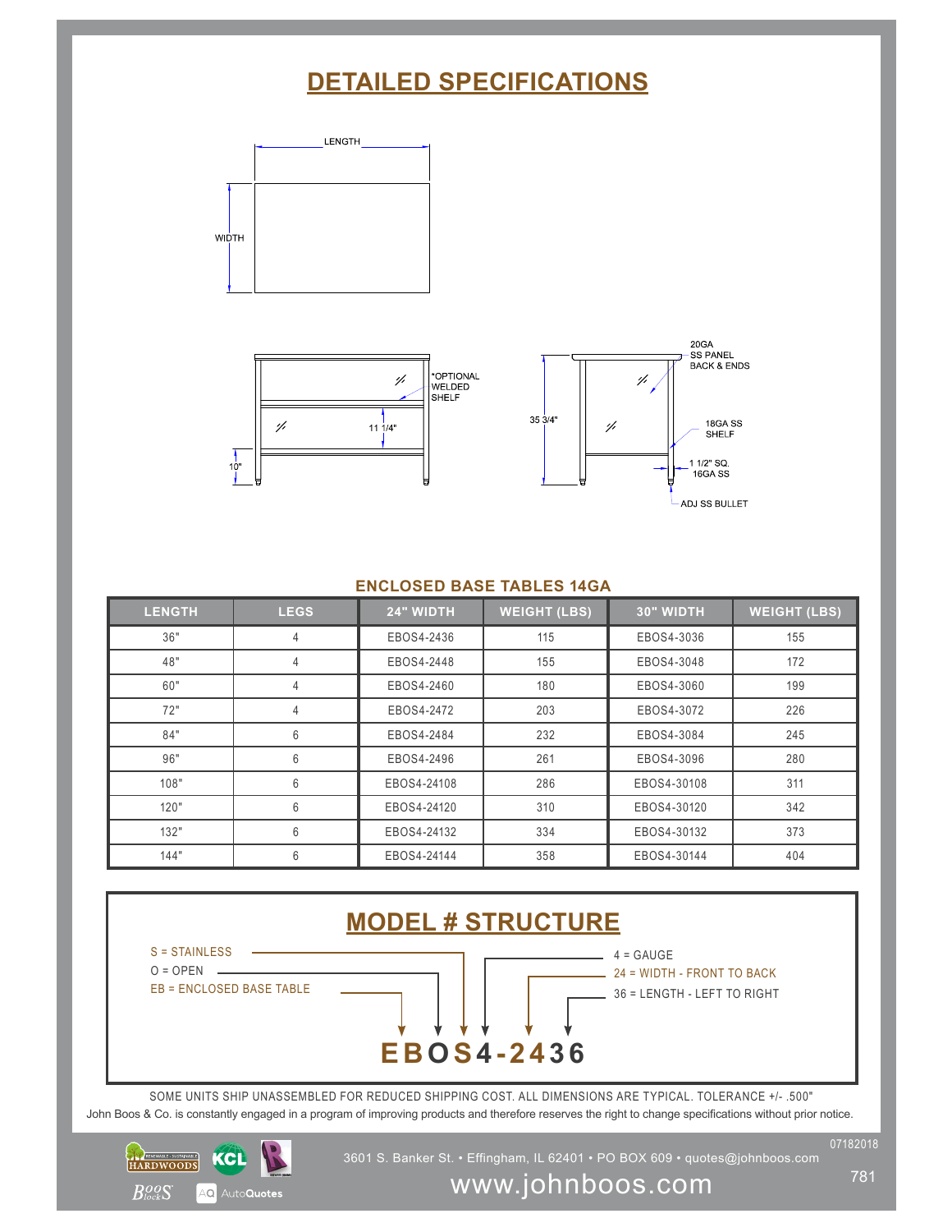# DETAILED SPECIFICATIONS

LENGTH

WIDTH

*OPTIONAL WELDED SHELF

11 1/4"

10"

35 3/4"

20GA SS PANEL BACK & ENDS

18GA SS SHELF

1 1/2" SQ. 16GA SS

ADJ SS BULLET

### ENCLOSED BASE TABLES 14GA

| LENGTH | LEGS | 24" WIDTH | WEIGHT (LBS) | 30" WIDTH | WEIGHT (LBS) |
|---|---|---|---|---|---|
| 36" | 4 | EBOS4-2436 | 115 | EBOS4-3036 | 155 |
| 48" | 4 | EBOS4-2448 | 155 | EBOS4-3048 | 172 |
| 60" | 4 | EBOS4-2460 | 180 | EBOS4-3060 | 199 |
| 72" | 4 | EBOS4-2472 | 203 | EBOS4-3072 | 226 |
| 84" | 6 | EBOS4-2484 | 232 | EBOS4-3084 | 245 |
| 96" | 6 | EBOS4-2496 | 261 | EBOS4-3096 | 280 |
| 108" | 6 | EBOS4-24108 | 286 | EBOS4-30108 | 311 |
| 120" | 6 | EBOS4-24120 | 310 | EBOS4-30120 | 342 |
| 132" | 6 | EBOS4-24132 | 334 | EBOS4-30132 | 373 |
| 144" | 6 | EBOS4-24144 | 358 | EBOS4-30144 | 404 |

## MODEL # STRUCTURE

S = STAINLESS

O = OPEN

EB = ENCLOSED BASE TABLE

4 = GAUGE

24 = WIDTH - FRONT TO BACK

36 = LENGTH - LEFT TO RIGHT

**EBOS4-2436**

SOME UNITS SHIP UNASSEMBLED FOR REDUCED SHIPPING COST. ALL DIMENSIONS ARE TYPICAL. TOLERANCE +/- .500"

John Boos & Co. is constantly engaged in a program of improving products and therefore reserves the right to change specifications without prior notice.

3601 S. Banker St. • Effingham, IL 62401 • PO BOX 609 • quotes@johnboos.com

www.johnboos.com

07182018